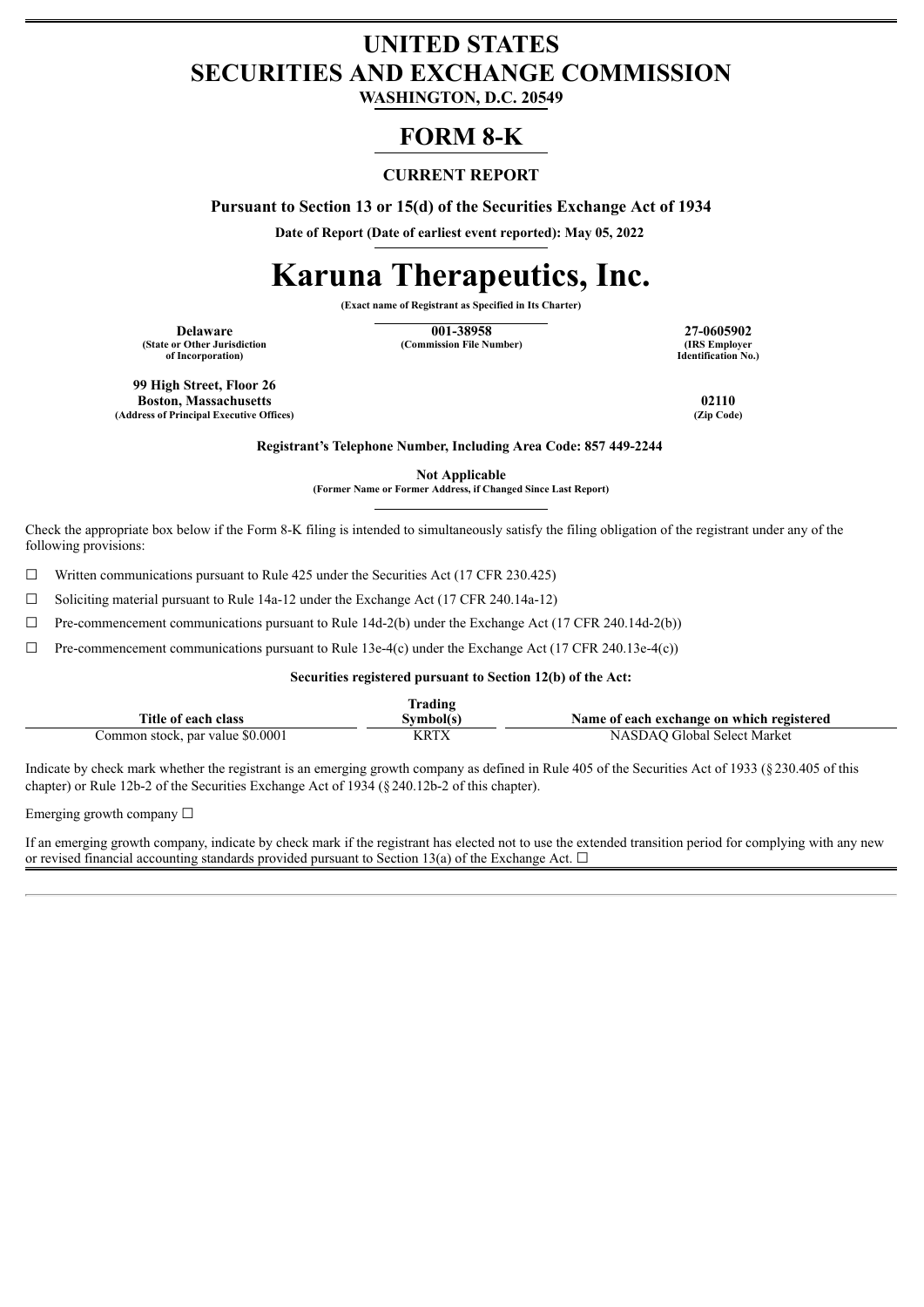# UNITED STATES
# SECURITIES AND EXCHANGE COMMISSION

**WASHINGTON, D.C. 20549**

# FORM 8-K

**CURRENT REPORT**

**Pursuant to Section 13 or 15(d) of the Securities Exchange Act of 1934**

**Date of Report (Date of earliest event reported): May 05, 2022**

# Karuna Therapeutics, Inc.

**(Exact name of Registrant as Specified in Its Charter)**

| **Delaware** | **001-38958** | **27-0605902** |
|---|---|---|
| **(State or Other Jurisdiction of Incorporation)** | **(Commission File Number)** | **(IRS Employer Identification No.)** |

| | |
|---|---|
| **99 High Street, Floor 26** | |
| **Boston, Massachusetts** | **02110** |
| **(Address of Principal Executive Offices)** | **(Zip Code)** |

**Registrant's Telephone Number, Including Area Code: 857 449-2244**

**Not Applicable**
**(Former Name or Former Address, if Changed Since Last Report)**

Check the appropriate box below if the Form 8-K filing is intended to simultaneously satisfy the filing obligation of the registrant under any of the following provisions:

☐ Written communications pursuant to Rule 425 under the Securities Act (17 CFR 230.425)

☐ Soliciting material pursuant to Rule 14a-12 under the Exchange Act (17 CFR 240.14a-12)

☐ Pre-commencement communications pursuant to Rule 14d-2(b) under the Exchange Act (17 CFR 240.14d-2(b))

☐ Pre-commencement communications pursuant to Rule 13e-4(c) under the Exchange Act (17 CFR 240.13e-4(c))

**Securities registered pursuant to Section 12(b) of the Act:**

| Title of each class | Trading Symbol(s) | Name of each exchange on which registered |
|---|---|---|
| Common stock, par value $0.0001 | KRTX | NASDAQ Global Select Market |

Indicate by check mark whether the registrant is an emerging growth company as defined in Rule 405 of the Securities Act of 1933 (§230.405 of this chapter) or Rule 12b-2 of the Securities Exchange Act of 1934 (§240.12b-2 of this chapter).

Emerging growth company ☐

If an emerging growth company, indicate by check mark if the registrant has elected not to use the extended transition period for complying with any new or revised financial accounting standards provided pursuant to Section 13(a) of the Exchange Act. ☐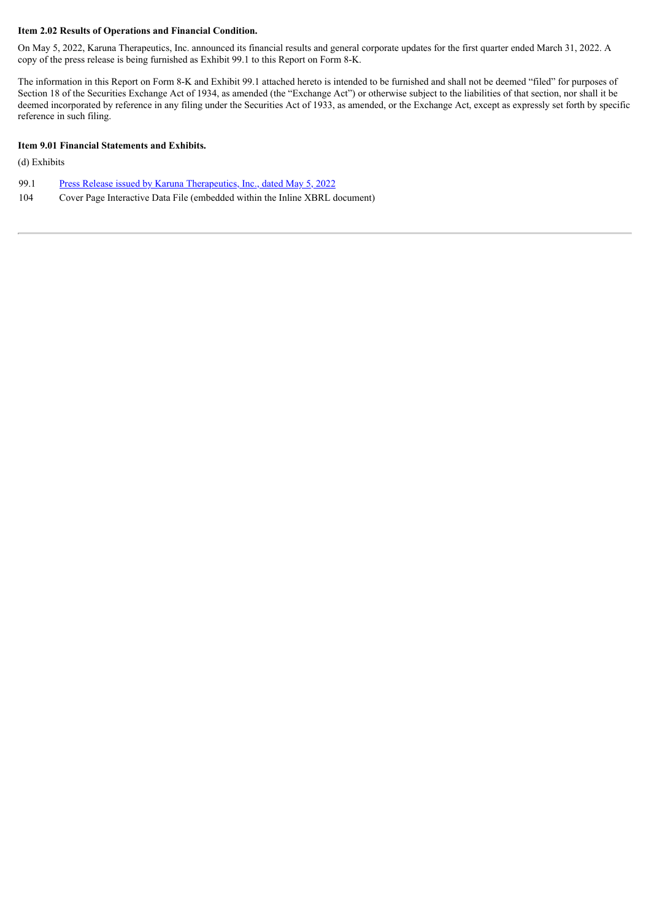**Item 2.02 Results of Operations and Financial Condition.**

On May 5, 2022, Karuna Therapeutics, Inc. announced its financial results and general corporate updates for the first quarter ended March 31, 2022. A copy of the press release is being furnished as Exhibit 99.1 to this Report on Form 8-K.

The information in this Report on Form 8-K and Exhibit 99.1 attached hereto is intended to be furnished and shall not be deemed "filed" for purposes of Section 18 of the Securities Exchange Act of 1934, as amended (the "Exchange Act") or otherwise subject to the liabilities of that section, nor shall it be deemed incorporated by reference in any filing under the Securities Act of 1933, as amended, or the Exchange Act, except as expressly set forth by specific reference in such filing.

**Item 9.01 Financial Statements and Exhibits.**

(d) Exhibits

| | |
|---|---|
| 99.1 | Press Release issued by Karuna Therapeutics, Inc., dated May 5, 2022 |
| 104 | Cover Page Interactive Data File (embedded within the Inline XBRL document) |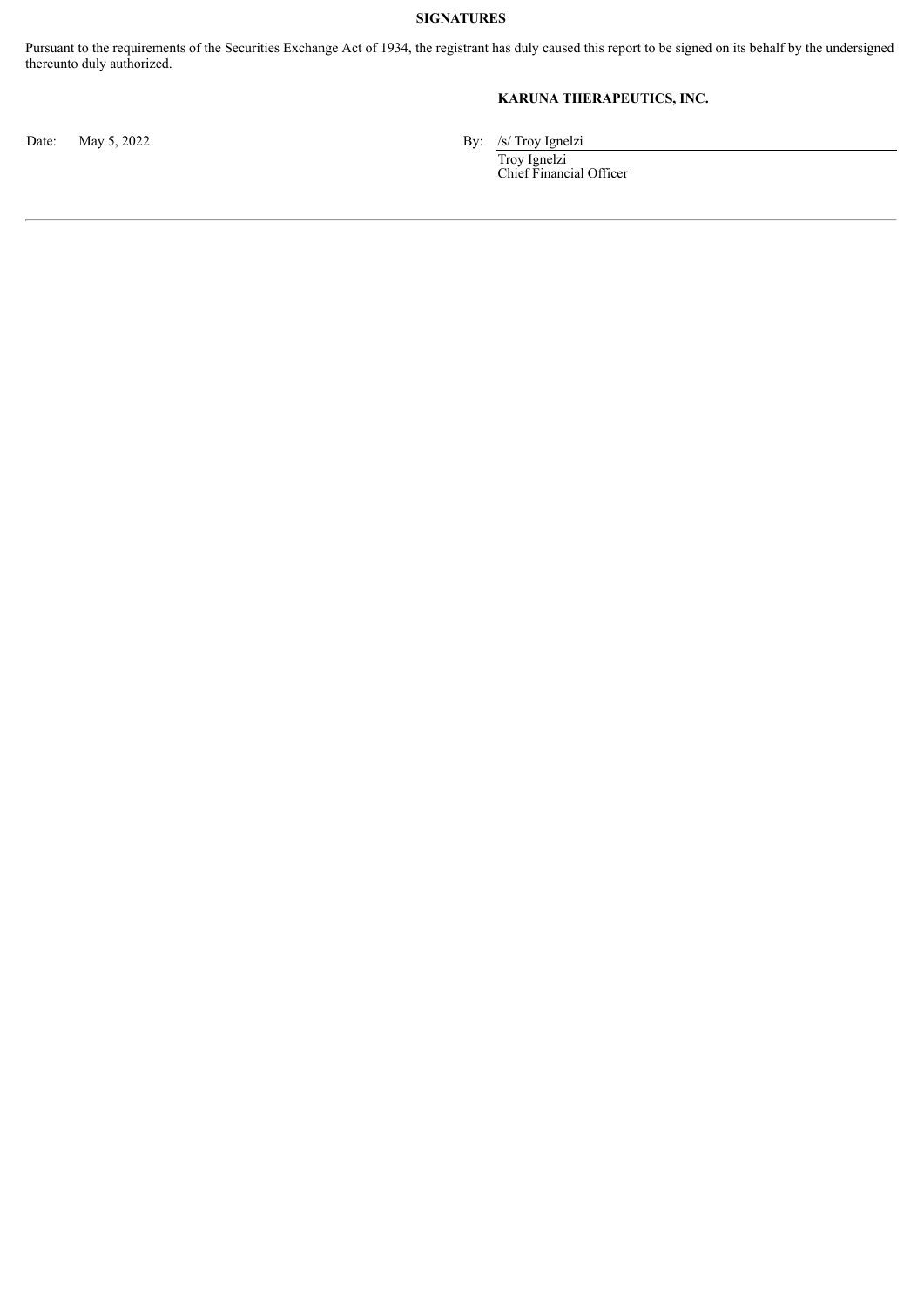**SIGNATURES**

Pursuant to the requirements of the Securities Exchange Act of 1934, the registrant has duly caused this report to be signed on its behalf by the undersigned thereunto duly authorized.

**KARUNA THERAPEUTICS, INC.**

Date: May 5, 2022

By: /s/ Troy Ignelzi

Troy Ignelzi
Chief Financial Officer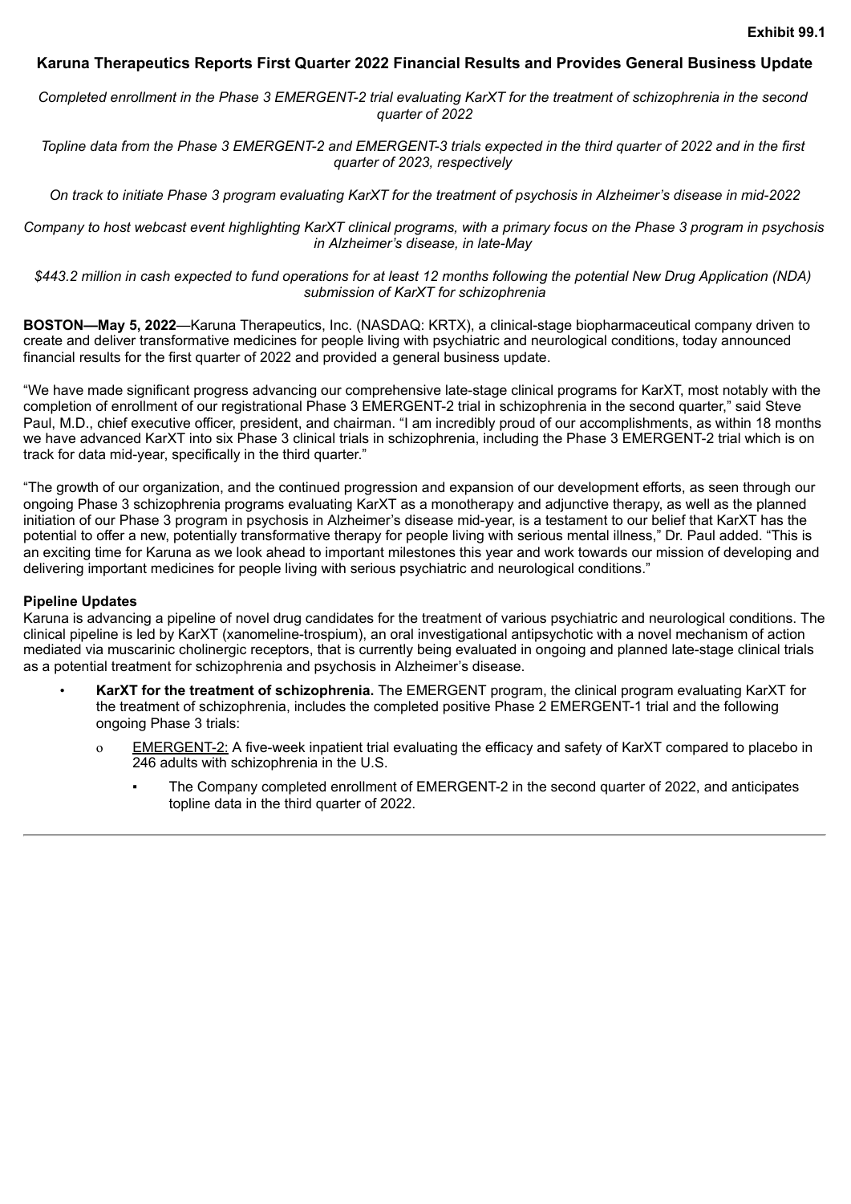**Exhibit 99.1**

## Karuna Therapeutics Reports First Quarter 2022 Financial Results and Provides General Business Update

*Completed enrollment in the Phase 3 EMERGENT-2 trial evaluating KarXT for the treatment of schizophrenia in the second quarter of 2022*

*Topline data from the Phase 3 EMERGENT-2 and EMERGENT-3 trials expected in the third quarter of 2022 and in the first quarter of 2023, respectively*

*On track to initiate Phase 3 program evaluating KarXT for the treatment of psychosis in Alzheimer's disease in mid-2022*

*Company to host webcast event highlighting KarXT clinical programs, with a primary focus on the Phase 3 program in psychosis in Alzheimer's disease, in late-May*

*$443.2 million in cash expected to fund operations for at least 12 months following the potential New Drug Application (NDA) submission of KarXT for schizophrenia*

**BOSTON—May 5, 2022**—Karuna Therapeutics, Inc. (NASDAQ: KRTX), a clinical-stage biopharmaceutical company driven to create and deliver transformative medicines for people living with psychiatric and neurological conditions, today announced financial results for the first quarter of 2022 and provided a general business update.

"We have made significant progress advancing our comprehensive late-stage clinical programs for KarXT, most notably with the completion of enrollment of our registrational Phase 3 EMERGENT-2 trial in schizophrenia in the second quarter," said Steve Paul, M.D., chief executive officer, president, and chairman. "I am incredibly proud of our accomplishments, as within 18 months we have advanced KarXT into six Phase 3 clinical trials in schizophrenia, including the Phase 3 EMERGENT-2 trial which is on track for data mid-year, specifically in the third quarter."

"The growth of our organization, and the continued progression and expansion of our development efforts, as seen through our ongoing Phase 3 schizophrenia programs evaluating KarXT as a monotherapy and adjunctive therapy, as well as the planned initiation of our Phase 3 program in psychosis in Alzheimer's disease mid-year, is a testament to our belief that KarXT has the potential to offer a new, potentially transformative therapy for people living with serious mental illness," Dr. Paul added. "This is an exciting time for Karuna as we look ahead to important milestones this year and work towards our mission of developing and delivering important medicines for people living with serious psychiatric and neurological conditions."

**Pipeline Updates**

Karuna is advancing a pipeline of novel drug candidates for the treatment of various psychiatric and neurological conditions. The clinical pipeline is led by KarXT (xanomeline-trospium), an oral investigational antipsychotic with a novel mechanism of action mediated via muscarinic cholinergic receptors, that is currently being evaluated in ongoing and planned late-stage clinical trials as a potential treatment for schizophrenia and psychosis in Alzheimer's disease.

- **KarXT for the treatment of schizophrenia.** The EMERGENT program, the clinical program evaluating KarXT for the treatment of schizophrenia, includes the completed positive Phase 2 EMERGENT-1 trial and the following ongoing Phase 3 trials:
  - EMERGENT-2: A five-week inpatient trial evaluating the efficacy and safety of KarXT compared to placebo in 246 adults with schizophrenia in the U.S.
    - The Company completed enrollment of EMERGENT-2 in the second quarter of 2022, and anticipates topline data in the third quarter of 2022.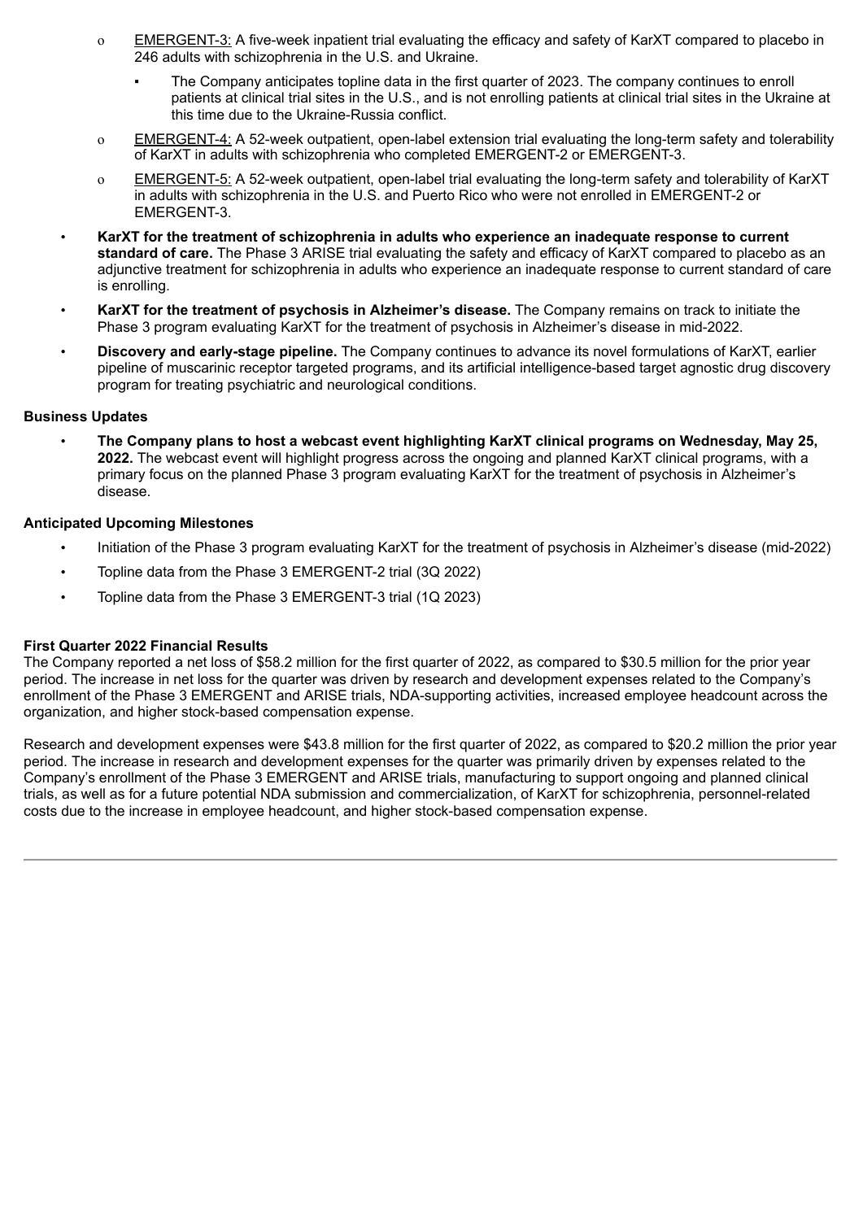- EMERGENT-3: A five-week inpatient trial evaluating the efficacy and safety of KarXT compared to placebo in 246 adults with schizophrenia in the U.S. and Ukraine.
  - The Company anticipates topline data in the first quarter of 2023. The company continues to enroll patients at clinical trial sites in the U.S., and is not enrolling patients at clinical trial sites in the Ukraine at this time due to the Ukraine-Russia conflict.
- EMERGENT-4: A 52-week outpatient, open-label extension trial evaluating the long-term safety and tolerability of KarXT in adults with schizophrenia who completed EMERGENT-2 or EMERGENT-3.
- EMERGENT-5: A 52-week outpatient, open-label trial evaluating the long-term safety and tolerability of KarXT in adults with schizophrenia in the U.S. and Puerto Rico who were not enrolled in EMERGENT-2 or EMERGENT-3.

- **KarXT for the treatment of schizophrenia in adults who experience an inadequate response to current standard of care.** The Phase 3 ARISE trial evaluating the safety and efficacy of KarXT compared to placebo as an adjunctive treatment for schizophrenia in adults who experience an inadequate response to current standard of care is enrolling.
- **KarXT for the treatment of psychosis in Alzheimer's disease.** The Company remains on track to initiate the Phase 3 program evaluating KarXT for the treatment of psychosis in Alzheimer's disease in mid-2022.
- **Discovery and early-stage pipeline.** The Company continues to advance its novel formulations of KarXT, earlier pipeline of muscarinic receptor targeted programs, and its artificial intelligence-based target agnostic drug discovery program for treating psychiatric and neurological conditions.

**Business Updates**

- **The Company plans to host a webcast event highlighting KarXT clinical programs on Wednesday, May 25, 2022.** The webcast event will highlight progress across the ongoing and planned KarXT clinical programs, with a primary focus on the planned Phase 3 program evaluating KarXT for the treatment of psychosis in Alzheimer's disease.

**Anticipated Upcoming Milestones**

- Initiation of the Phase 3 program evaluating KarXT for the treatment of psychosis in Alzheimer's disease (mid-2022)
- Topline data from the Phase 3 EMERGENT-2 trial (3Q 2022)
- Topline data from the Phase 3 EMERGENT-3 trial (1Q 2023)

**First Quarter 2022 Financial Results**

The Company reported a net loss of $58.2 million for the first quarter of 2022, as compared to $30.5 million for the prior year period. The increase in net loss for the quarter was driven by research and development expenses related to the Company's enrollment of the Phase 3 EMERGENT and ARISE trials, NDA-supporting activities, increased employee headcount across the organization, and higher stock-based compensation expense.

Research and development expenses were $43.8 million for the first quarter of 2022, as compared to $20.2 million the prior year period. The increase in research and development expenses for the quarter was primarily driven by expenses related to the Company's enrollment of the Phase 3 EMERGENT and ARISE trials, manufacturing to support ongoing and planned clinical trials, as well as for a future potential NDA submission and commercialization, of KarXT for schizophrenia, personnel-related costs due to the increase in employee headcount, and higher stock-based compensation expense.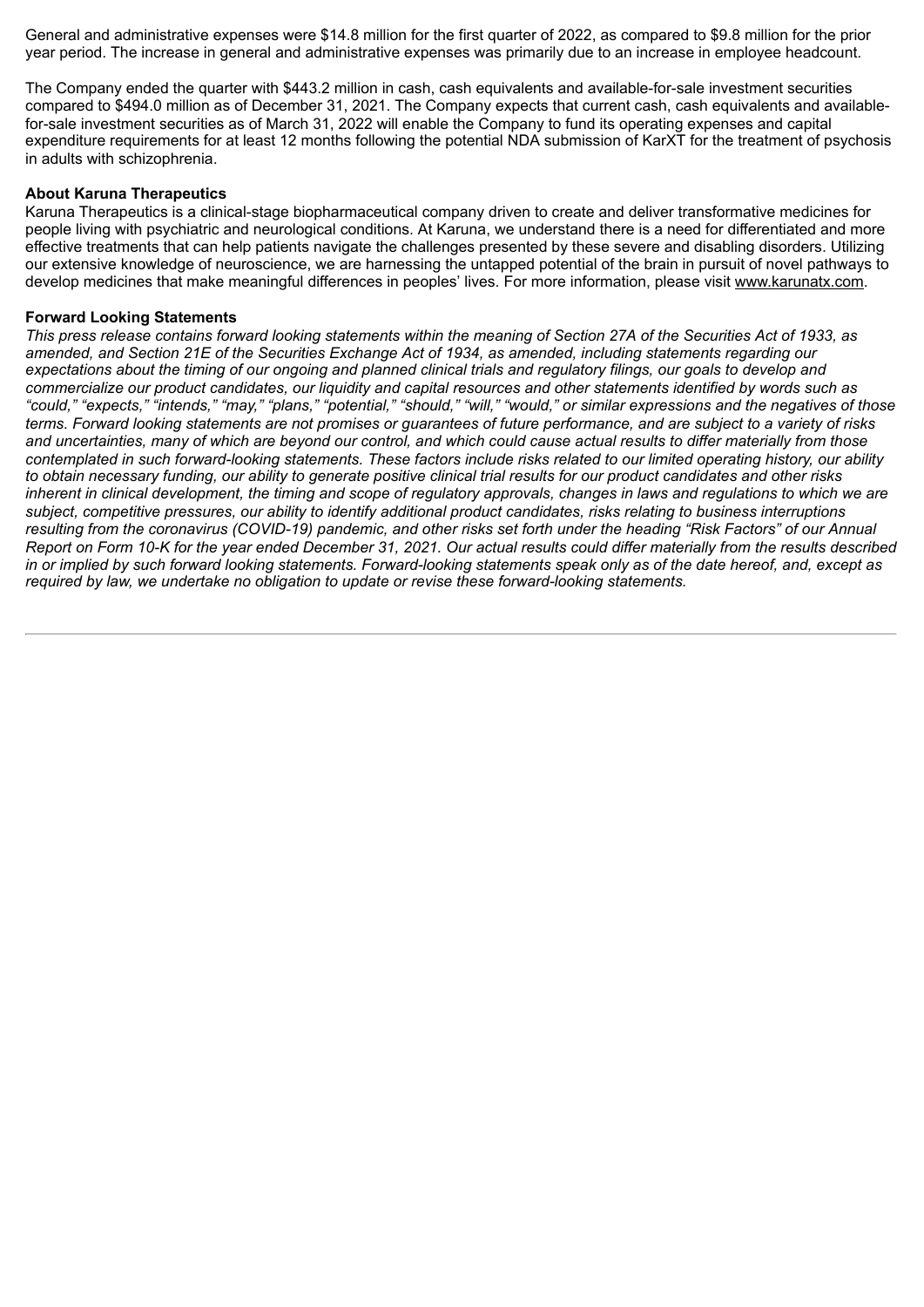General and administrative expenses were $14.8 million for the first quarter of 2022, as compared to $9.8 million for the prior year period. The increase in general and administrative expenses was primarily due to an increase in employee headcount.

The Company ended the quarter with $443.2 million in cash, cash equivalents and available-for-sale investment securities compared to $494.0 million as of December 31, 2021. The Company expects that current cash, cash equivalents and available-for-sale investment securities as of March 31, 2022 will enable the Company to fund its operating expenses and capital expenditure requirements for at least 12 months following the potential NDA submission of KarXT for the treatment of psychosis in adults with schizophrenia.

**About Karuna Therapeutics**

Karuna Therapeutics is a clinical-stage biopharmaceutical company driven to create and deliver transformative medicines for people living with psychiatric and neurological conditions. At Karuna, we understand there is a need for differentiated and more effective treatments that can help patients navigate the challenges presented by these severe and disabling disorders. Utilizing our extensive knowledge of neuroscience, we are harnessing the untapped potential of the brain in pursuit of novel pathways to develop medicines that make meaningful differences in peoples' lives. For more information, please visit www.karunatx.com.

**Forward Looking Statements**

*This press release contains forward looking statements within the meaning of Section 27A of the Securities Act of 1933, as amended, and Section 21E of the Securities Exchange Act of 1934, as amended, including statements regarding our expectations about the timing of our ongoing and planned clinical trials and regulatory filings, our goals to develop and commercialize our product candidates, our liquidity and capital resources and other statements identified by words such as "could," "expects," "intends," "may," "plans," "potential," "should," "will," "would," or similar expressions and the negatives of those terms. Forward looking statements are not promises or guarantees of future performance, and are subject to a variety of risks and uncertainties, many of which are beyond our control, and which could cause actual results to differ materially from those contemplated in such forward-looking statements. These factors include risks related to our limited operating history, our ability to obtain necessary funding, our ability to generate positive clinical trial results for our product candidates and other risks inherent in clinical development, the timing and scope of regulatory approvals, changes in laws and regulations to which we are subject, competitive pressures, our ability to identify additional product candidates, risks relating to business interruptions resulting from the coronavirus (COVID-19) pandemic, and other risks set forth under the heading "Risk Factors" of our Annual Report on Form 10-K for the year ended December 31, 2021. Our actual results could differ materially from the results described in or implied by such forward looking statements. Forward-looking statements speak only as of the date hereof, and, except as required by law, we undertake no obligation to update or revise these forward-looking statements.*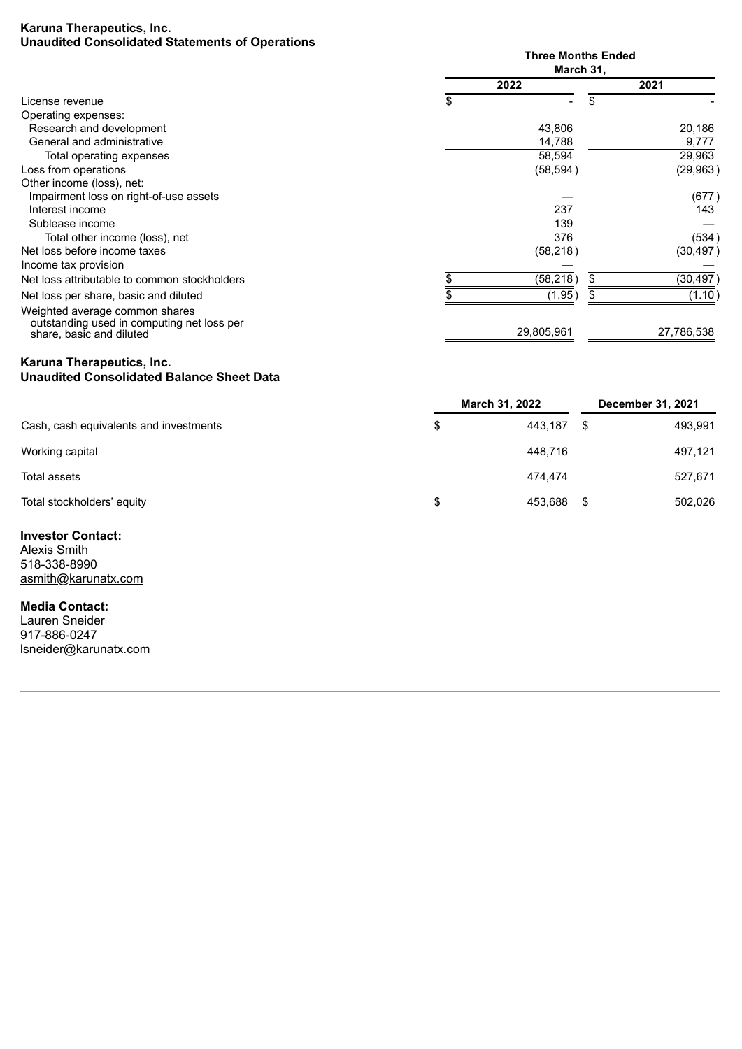**Karuna Therapeutics, Inc.**
**Unaudited Consolidated Statements of Operations**

| | Three Months Ended March 31, | |
|---|---|---|
| | 2022 | 2021 |
| License revenue | $ - | $ - |
| Operating expenses: | | |
| Research and development | 43,806 | 20,186 |
| General and administrative | 14,788 | 9,777 |
| Total operating expenses | 58,594 | 29,963 |
| Loss from operations | (58,594) | (29,963) |
| Other income (loss), net: | | |
| Impairment loss on right-of-use assets | — | (677) |
| Interest income | 237 | 143 |
| Sublease income | 139 | — |
| Total other income (loss), net | 376 | (534) |
| Net loss before income taxes | (58,218) | (30,497) |
| Income tax provision | — | — |
| Net loss attributable to common stockholders | $ (58,218) | $ (30,497) |
| Net loss per share, basic and diluted | $ (1.95) | $ (1.10) |
| Weighted average common shares outstanding used in computing net loss per share, basic and diluted | 29,805,961 | 27,786,538 |

**Karuna Therapeutics, Inc.**
**Unaudited Consolidated Balance Sheet Data**

| | March 31, 2022 | December 31, 2021 |
|---|---|---|
| Cash, cash equivalents and investments | $ 443,187 | $ 493,991 |
| Working capital | 448,716 | 497,121 |
| Total assets | 474,474 | 527,671 |
| Total stockholders' equity | $ 453,688 | $ 502,026 |

**Investor Contact:**
Alexis Smith
518-338-8990
asmith@karunatx.com

**Media Contact:**
Lauren Sneider
917-886-0247
lsneider@karunatx.com